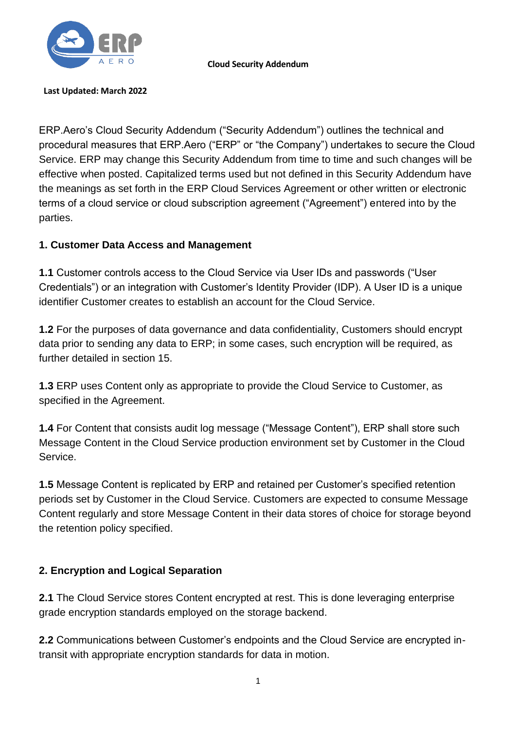# Cloud Security Addendum

**Last Updated: March 2022**

ERP.Aero's Cloud Security Addendum ("Security Addendum") outlines the technical and procedural measures that ERP.Aero ("ERP" or "the Company") undertakes to secure the Cloud Service. ERP may change this Security Addendum from time to time and such changes will be effective when posted. Capitalized terms used but not defined in this Security Addendum have the meanings as set forth in the ERP Cloud Services Agreement or other written or electronic terms of a cloud service or cloud subscription agreement ("Agreement") entered into by the parties.

## 1. Customer Data Access and Management

**1.1** Customer controls access to the Cloud Service via User IDs and passwords ("User Credentials") or an integration with Customer's Identity Provider (IDP). A User ID is a unique identifier Customer creates to establish an account for the Cloud Service.

**1.2** For the purposes of data governance and data confidentiality, Customers should encrypt data prior to sending any data to ERP; in some cases, such encryption will be required, as further detailed in section 15.

**1.3** ERP uses Content only as appropriate to provide the Cloud Service to Customer, as specified in the Agreement.

**1.4** For Content that consists audit log message ("Message Content"), ERP shall store such Message Content in the Cloud Service production environment set by Customer in the Cloud Service.

**1.5** Message Content is replicated by ERP and retained per Customer's specified retention periods set by Customer in the Cloud Service. Customers are expected to consume Message Content regularly and store Message Content in their data stores of choice for storage beyond the retention policy specified.

## 2. Encryption and Logical Separation

**2.1** The Cloud Service stores Content encrypted at rest. This is done leveraging enterprise grade encryption standards employed on the storage backend.

**2.2** Communications between Customer's endpoints and the Cloud Service are encrypted in-transit with appropriate encryption standards for data in motion.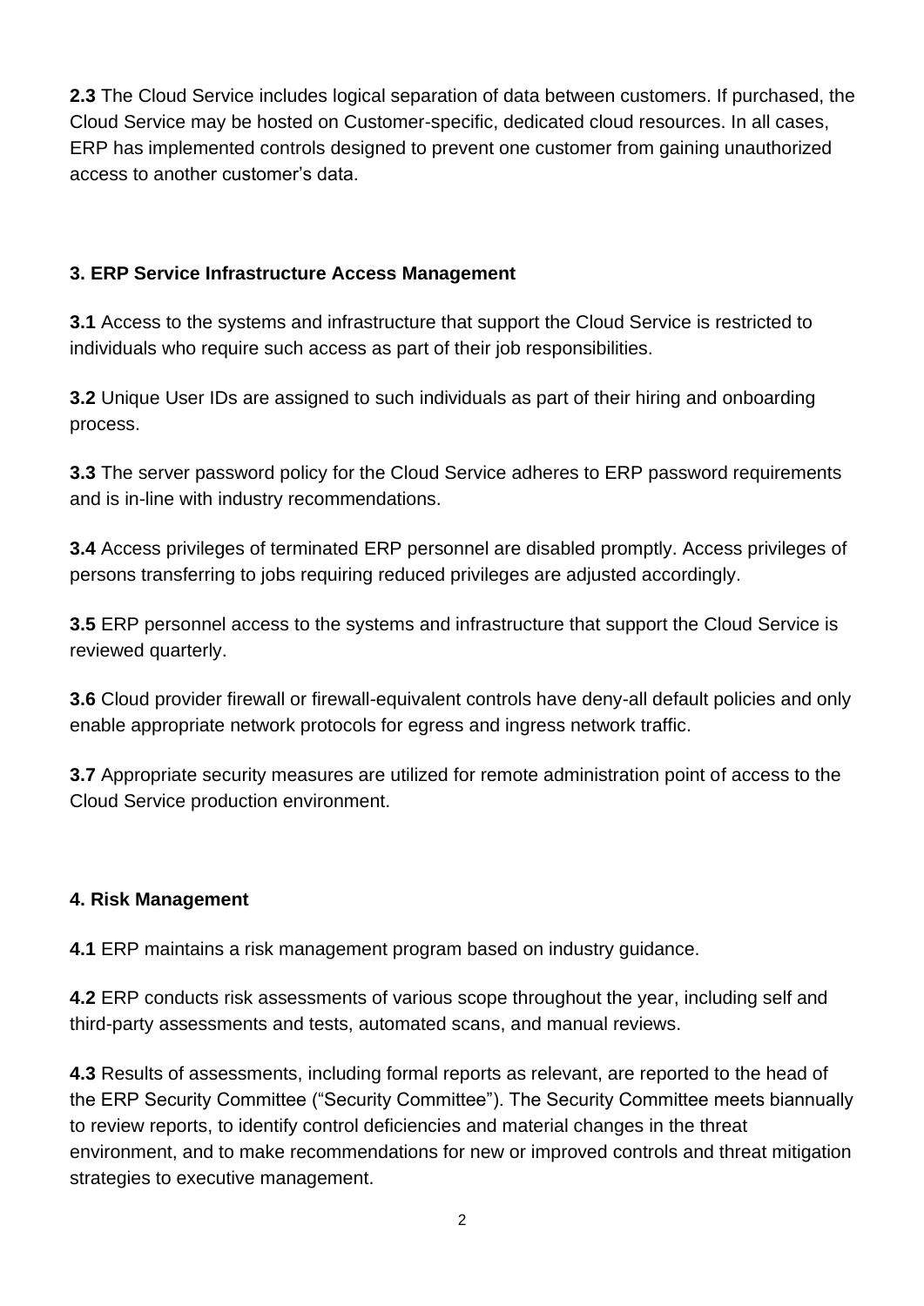**2.3** The Cloud Service includes logical separation of data between customers. If purchased, the Cloud Service may be hosted on Customer-specific, dedicated cloud resources. In all cases, ERP has implemented controls designed to prevent one customer from gaining unauthorized access to another customer's data.

## 3. ERP Service Infrastructure Access Management

**3.1** Access to the systems and infrastructure that support the Cloud Service is restricted to individuals who require such access as part of their job responsibilities.

**3.2** Unique User IDs are assigned to such individuals as part of their hiring and onboarding process.

**3.3** The server password policy for the Cloud Service adheres to ERP password requirements and is in-line with industry recommendations.

**3.4** Access privileges of terminated ERP personnel are disabled promptly. Access privileges of persons transferring to jobs requiring reduced privileges are adjusted accordingly.

**3.5** ERP personnel access to the systems and infrastructure that support the Cloud Service is reviewed quarterly.

**3.6** Cloud provider firewall or firewall-equivalent controls have deny-all default policies and only enable appropriate network protocols for egress and ingress network traffic.

**3.7** Appropriate security measures are utilized for remote administration point of access to the Cloud Service production environment.

## 4. Risk Management

**4.1** ERP maintains a risk management program based on industry guidance.

**4.2** ERP conducts risk assessments of various scope throughout the year, including self and third-party assessments and tests, automated scans, and manual reviews.

**4.3** Results of assessments, including formal reports as relevant, are reported to the head of the ERP Security Committee ("Security Committee"). The Security Committee meets biannually to review reports, to identify control deficiencies and material changes in the threat environment, and to make recommendations for new or improved controls and threat mitigation strategies to executive management.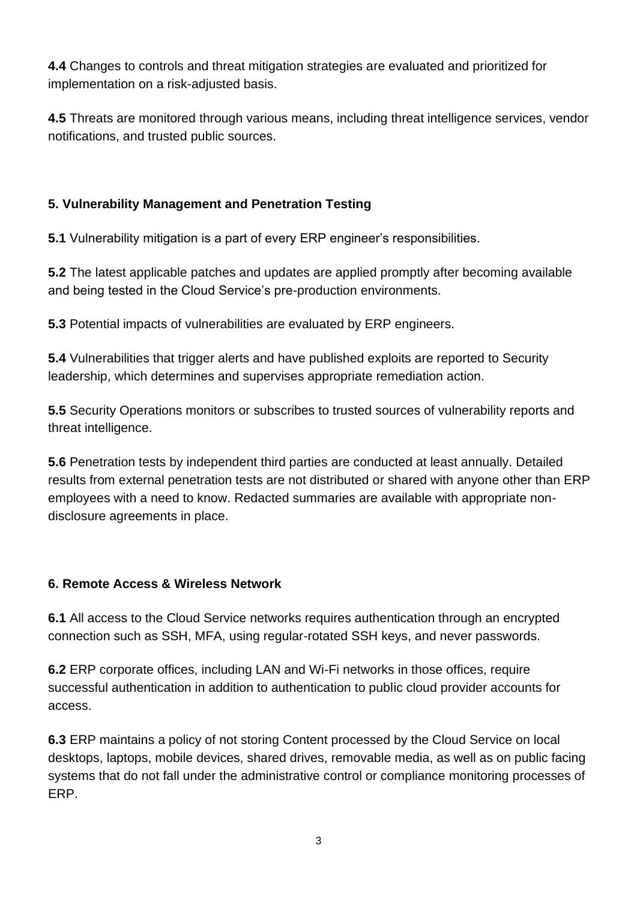**4.4** Changes to controls and threat mitigation strategies are evaluated and prioritized for implementation on a risk-adjusted basis.

**4.5** Threats are monitored through various means, including threat intelligence services, vendor notifications, and trusted public sources.

### 5. Vulnerability Management and Penetration Testing

**5.1** Vulnerability mitigation is a part of every ERP engineer's responsibilities.

**5.2** The latest applicable patches and updates are applied promptly after becoming available and being tested in the Cloud Service's pre-production environments.

**5.3** Potential impacts of vulnerabilities are evaluated by ERP engineers.

**5.4** Vulnerabilities that trigger alerts and have published exploits are reported to Security leadership, which determines and supervises appropriate remediation action.

**5.5** Security Operations monitors or subscribes to trusted sources of vulnerability reports and threat intelligence.

**5.6** Penetration tests by independent third parties are conducted at least annually. Detailed results from external penetration tests are not distributed or shared with anyone other than ERP employees with a need to know. Redacted summaries are available with appropriate non-disclosure agreements in place.

### 6. Remote Access & Wireless Network

**6.1** All access to the Cloud Service networks requires authentication through an encrypted connection such as SSH, MFA, using regular-rotated SSH keys, and never passwords.

**6.2** ERP corporate offices, including LAN and Wi-Fi networks in those offices, require successful authentication in addition to authentication to public cloud provider accounts for access.

**6.3** ERP maintains a policy of not storing Content processed by the Cloud Service on local desktops, laptops, mobile devices, shared drives, removable media, as well as on public facing systems that do not fall under the administrative control or compliance monitoring processes of ERP.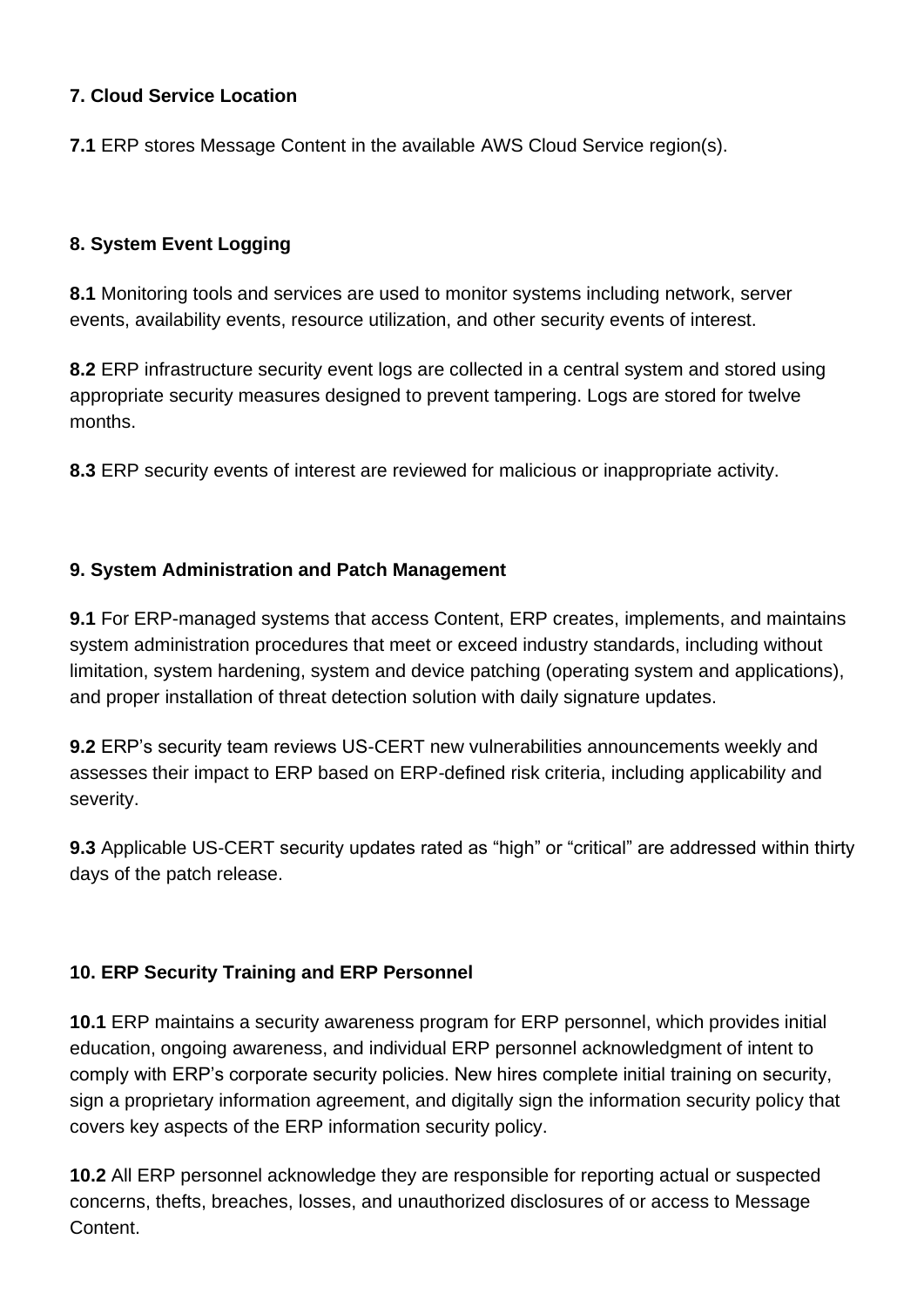### 7. Cloud Service Location

**7.1** ERP stores Message Content in the available AWS Cloud Service region(s).

### 8. System Event Logging

**8.1** Monitoring tools and services are used to monitor systems including network, server events, availability events, resource utilization, and other security events of interest.

**8.2** ERP infrastructure security event logs are collected in a central system and stored using appropriate security measures designed to prevent tampering. Logs are stored for twelve months.

**8.3** ERP security events of interest are reviewed for malicious or inappropriate activity.

### 9. System Administration and Patch Management

**9.1** For ERP-managed systems that access Content, ERP creates, implements, and maintains system administration procedures that meet or exceed industry standards, including without limitation, system hardening, system and device patching (operating system and applications), and proper installation of threat detection solution with daily signature updates.

**9.2** ERP's security team reviews US-CERT new vulnerabilities announcements weekly and assesses their impact to ERP based on ERP-defined risk criteria, including applicability and severity.

**9.3** Applicable US-CERT security updates rated as "high" or "critical" are addressed within thirty days of the patch release.

### 10. ERP Security Training and ERP Personnel

**10.1** ERP maintains a security awareness program for ERP personnel, which provides initial education, ongoing awareness, and individual ERP personnel acknowledgment of intent to comply with ERP's corporate security policies. New hires complete initial training on security, sign a proprietary information agreement, and digitally sign the information security policy that covers key aspects of the ERP information security policy.

**10.2** All ERP personnel acknowledge they are responsible for reporting actual or suspected concerns, thefts, breaches, losses, and unauthorized disclosures of or access to Message Content.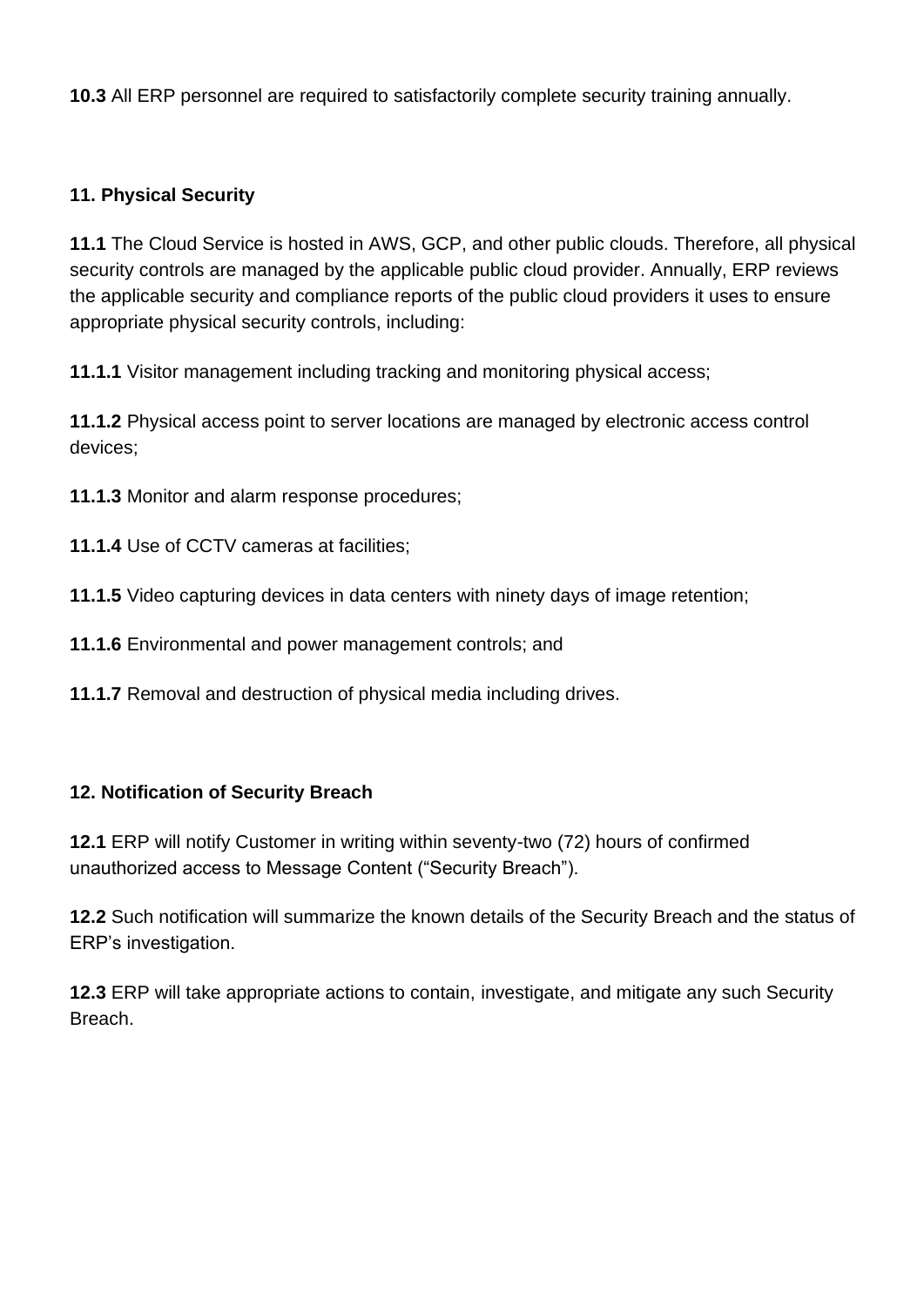**10.3** All ERP personnel are required to satisfactorily complete security training annually.

## 11. Physical Security

**11.1** The Cloud Service is hosted in AWS, GCP, and other public clouds. Therefore, all physical security controls are managed by the applicable public cloud provider. Annually, ERP reviews the applicable security and compliance reports of the public cloud providers it uses to ensure appropriate physical security controls, including:

**11.1.1** Visitor management including tracking and monitoring physical access;

**11.1.2** Physical access point to server locations are managed by electronic access control devices;

**11.1.3** Monitor and alarm response procedures;

**11.1.4** Use of CCTV cameras at facilities;

**11.1.5** Video capturing devices in data centers with ninety days of image retention;

**11.1.6** Environmental and power management controls; and

**11.1.7** Removal and destruction of physical media including drives.

## 12. Notification of Security Breach

**12.1** ERP will notify Customer in writing within seventy-two (72) hours of confirmed unauthorized access to Message Content ("Security Breach").

**12.2** Such notification will summarize the known details of the Security Breach and the status of ERP's investigation.

**12.3** ERP will take appropriate actions to contain, investigate, and mitigate any such Security Breach.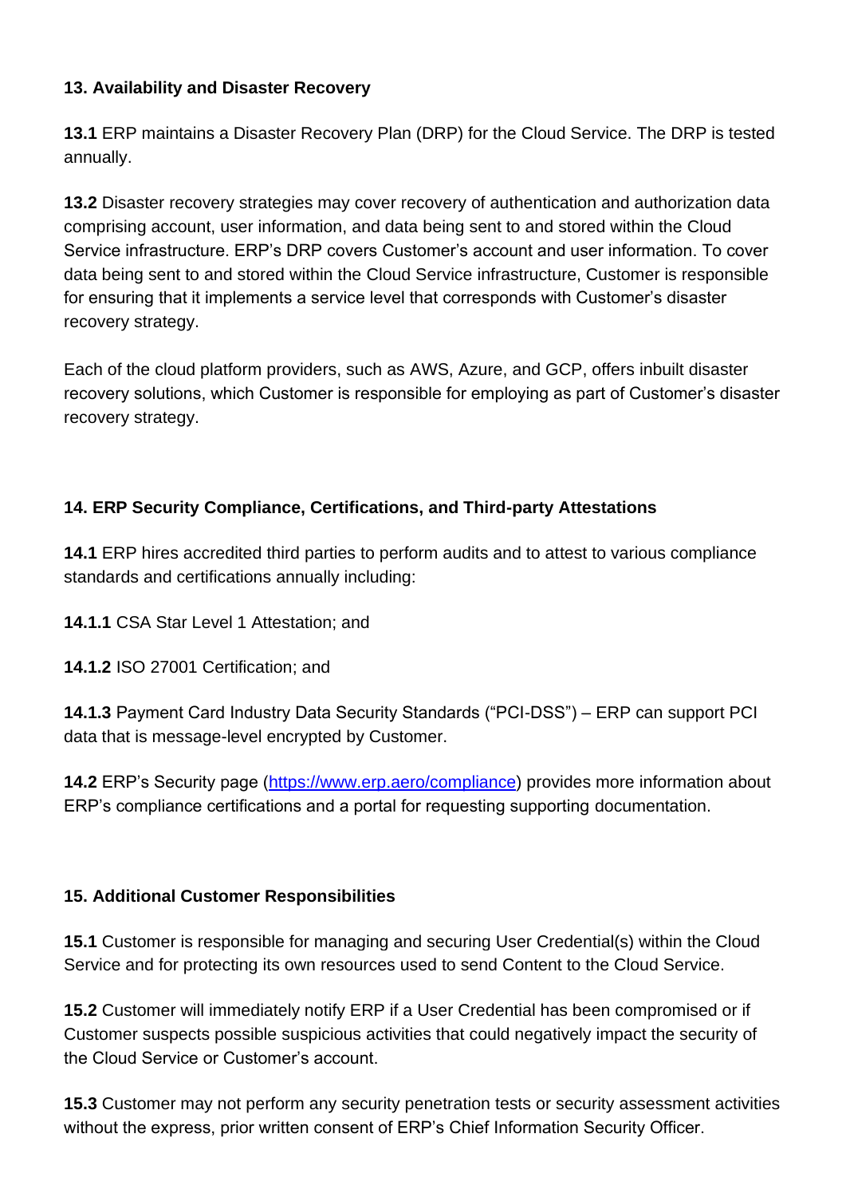## 13. Availability and Disaster Recovery

**13.1** ERP maintains a Disaster Recovery Plan (DRP) for the Cloud Service. The DRP is tested annually.

**13.2** Disaster recovery strategies may cover recovery of authentication and authorization data comprising account, user information, and data being sent to and stored within the Cloud Service infrastructure. ERP's DRP covers Customer's account and user information. To cover data being sent to and stored within the Cloud Service infrastructure, Customer is responsible for ensuring that it implements a service level that corresponds with Customer's disaster recovery strategy.

Each of the cloud platform providers, such as AWS, Azure, and GCP, offers inbuilt disaster recovery solutions, which Customer is responsible for employing as part of Customer's disaster recovery strategy.

## 14. ERP Security Compliance, Certifications, and Third-party Attestations

**14.1** ERP hires accredited third parties to perform audits and to attest to various compliance standards and certifications annually including:

**14.1.1** CSA Star Level 1 Attestation; and

**14.1.2** ISO 27001 Certification; and

**14.1.3** Payment Card Industry Data Security Standards ("PCI-DSS") – ERP can support PCI data that is message-level encrypted by Customer.

**14.2** ERP's Security page ([https://www.erp.aero/compliance](https://www.erp.aero/compliance)) provides more information about ERP's compliance certifications and a portal for requesting supporting documentation.

## 15. Additional Customer Responsibilities

**15.1** Customer is responsible for managing and securing User Credential(s) within the Cloud Service and for protecting its own resources used to send Content to the Cloud Service.

**15.2** Customer will immediately notify ERP if a User Credential has been compromised or if Customer suspects possible suspicious activities that could negatively impact the security of the Cloud Service or Customer's account.

**15.3** Customer may not perform any security penetration tests or security assessment activities without the express, prior written consent of ERP's Chief Information Security Officer.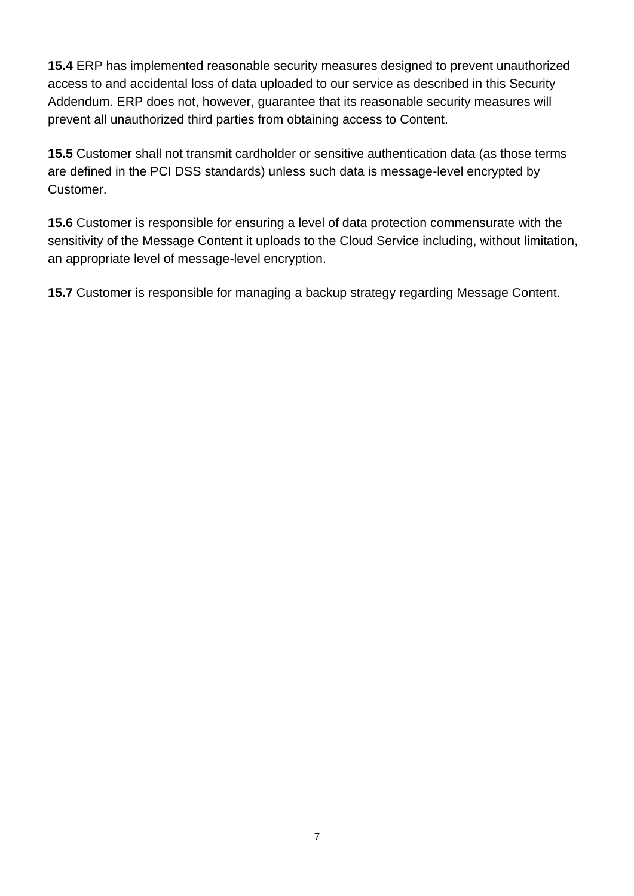**15.4** ERP has implemented reasonable security measures designed to prevent unauthorized access to and accidental loss of data uploaded to our service as described in this Security Addendum. ERP does not, however, guarantee that its reasonable security measures will prevent all unauthorized third parties from obtaining access to Content.

**15.5** Customer shall not transmit cardholder or sensitive authentication data (as those terms are defined in the PCI DSS standards) unless such data is message-level encrypted by Customer.

**15.6** Customer is responsible for ensuring a level of data protection commensurate with the sensitivity of the Message Content it uploads to the Cloud Service including, without limitation, an appropriate level of message-level encryption.

**15.7** Customer is responsible for managing a backup strategy regarding Message Content.